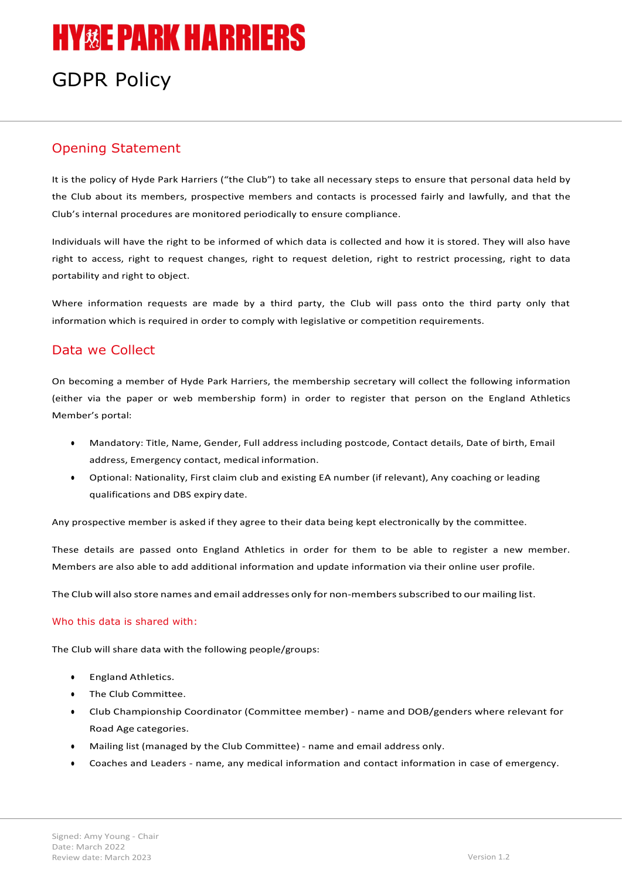# HYDE PARK HARRIERS

# GDPR Policy

## Opening Statement

It is the policy of Hyde Park Harriers ("the Club") to take all necessary steps to ensure that personal data held by the Club about its members, prospective members and contacts is processed fairly and lawfully, and that the Club's internal procedures are monitored periodically to ensure compliance.

Individuals will have the right to be informed of which data is collected and how it is stored. They will also have right to access, right to request changes, right to request deletion, right to restrict processing, right to data portability and right to object.

Where information requests are made by a third party, the Club will pass onto the third party only that information which is required in order to comply with legislative or competition requirements.

## Data we Collect

On becoming a member of Hyde Park Harriers, the membership secretary will collect the following information (either via the paper or web membership form) in order to register that person on the England Athletics Member's portal:

- Mandatory: Title, Name, Gender, Full address including postcode, Contact details, Date of birth, Email address, Emergency contact, medical information.
- Optional: Nationality, First claim club and existing EA number (if relevant), Any coaching or leading qualifications and DBS expiry date.

Any prospective member is asked if they agree to their data being kept electronically by the committee.

These details are passed onto England Athletics in order for them to be able to register a new member. Members are also able to add additional information and update information via their online user profile.

The Club will also store names and email addresses only for non-members subscribed to our mailing list.

### Who this data is shared with:

The Club will share data with the following people/groups:

- England Athletics.
- The Club Committee.
- Club Championship Coordinator (Committee member) - name and DOB/genders where relevant for Road Age categories.
- Mailing list (managed by the Club Committee) - name and email address only.
- Coaches and Leaders - name, any medical information and contact information in case of emergency.

Signed: Amy Young - Chair
Date: March 2022
Review date: March 2023

Version 1.2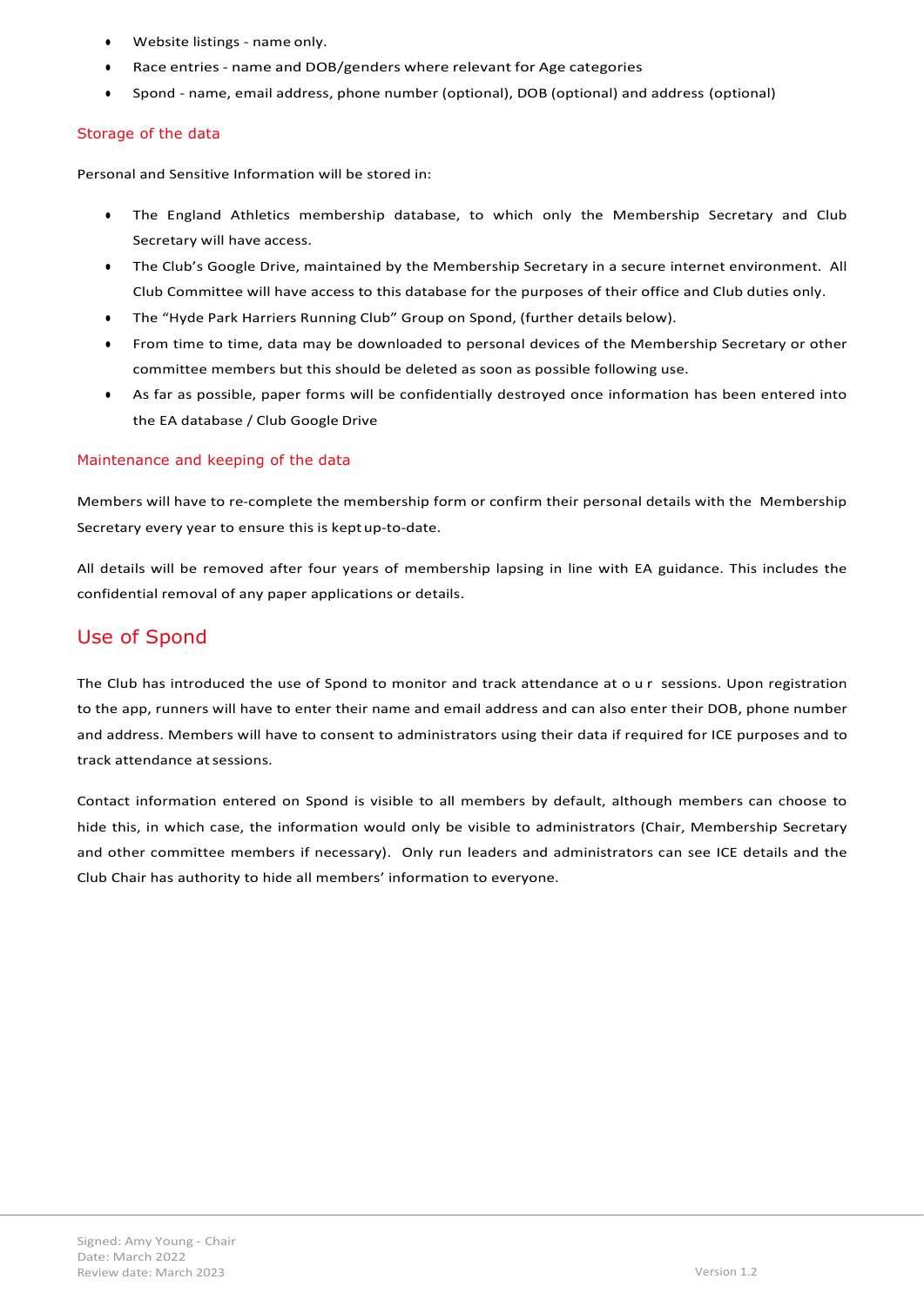- Website listings - name only.
- Race entries - name and DOB/genders where relevant for Age categories
- Spond - name, email address, phone number (optional), DOB (optional) and address (optional)

### Storage of the data

Personal and Sensitive Information will be stored in:

- The England Athletics membership database, to which only the Membership Secretary and Club Secretary will have access.
- The Club's Google Drive, maintained by the Membership Secretary in a secure internet environment. All Club Committee will have access to this database for the purposes of their office and Club duties only.
- The "Hyde Park Harriers Running Club" Group on Spond, (further details below).
- From time to time, data may be downloaded to personal devices of the Membership Secretary or other committee members but this should be deleted as soon as possible following use.
- As far as possible, paper forms will be confidentially destroyed once information has been entered into the EA database / Club Google Drive

### Maintenance and keeping of the data

Members will have to re-complete the membership form or confirm their personal details with the Membership Secretary every year to ensure this is kept up-to-date.

All details will be removed after four years of membership lapsing in line with EA guidance. This includes the confidential removal of any paper applications or details.

## Use of Spond

The Club has introduced the use of Spond to monitor and track attendance at our sessions. Upon registration to the app, runners will have to enter their name and email address and can also enter their DOB, phone number and address. Members will have to consent to administrators using their data if required for ICE purposes and to track attendance at sessions.

Contact information entered on Spond is visible to all members by default, although members can choose to hide this, in which case, the information would only be visible to administrators (Chair, Membership Secretary and other committee members if necessary). Only run leaders and administrators can see ICE details and the Club Chair has authority to hide all members' information to everyone.

Signed: Amy Young - Chair
Date: March 2022
Review date: March 2023

Version 1.2